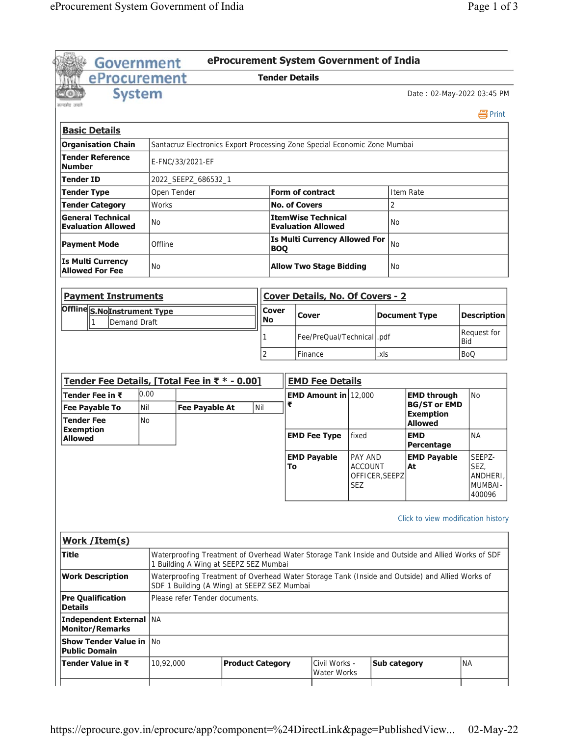# eProcurement System Government of India

## Tender Details

Date : 02-May-2022 03:45 PM

Print

### Basic Details

| | | | |
|---|---|---|---|
| **Organisation Chain** | Santacruz Electronics Export Processing Zone Special Economic Zone Mumbai | | |
| **Tender Reference Number** | E-FNC/33/2021-EF | | |
| **Tender ID** | 2022_SEEPZ_686532_1 | | |
| **Tender Type** | Open Tender | **Form of contract** | Item Rate |
| **Tender Category** | Works | **No. of Covers** | 2 |
| **General Technical Evaluation Allowed** | No | **ItemWise Technical Evaluation Allowed** | No |
| **Payment Mode** | Offline | **Is Multi Currency Allowed For BOQ** | No |
| **Is Multi Currency Allowed For Fee** | No | **Allow Two Stage Bidding** | No |

### Payment Instruments

| | S.No | Instrument Type |
|---|---|---|
| **Offline** | 1 | Demand Draft |

### Cover Details, No. Of Covers - 2

| Cover No | Cover | Document Type | Description |
|---|---|---|---|
| 1 | Fee/PreQual/Technical | .pdf | Request for Bid |
| 2 | Finance | .xls | BoQ |

### Tender Fee Details, [Total Fee in ₹ * - 0.00]

| | | | |
|---|---|---|---|
| **Tender Fee in ₹** | 0.00 | | |
| **Fee Payable To** | Nil | **Fee Payable At** | Nil |
| **Tender Fee Exemption Allowed** | No | | |

### EMD Fee Details

| | | | |
|---|---|---|---|
| **EMD Amount in ₹** | 12,000 | **EMD through BG/ST or EMD Exemption Allowed** | No |
| **EMD Fee Type** | fixed | **EMD Percentage** | NA |
| **EMD Payable To** | PAY AND ACCOUNT OFFICER,SEEPZ SEZ | **EMD Payable At** | SEEPZ-SEZ, ANDHERI, MUMBAI-400096 |

Click to view modification history

### Work /Item(s)

| | | | | | |
|---|---|---|---|---|---|
| **Title** | Waterproofing Treatment of Overhead Water Storage Tank Inside and Outside and Allied Works of SDF 1 Building A Wing at SEEPZ SEZ Mumbai | | | | |
| **Work Description** | Waterproofing Treatment of Overhead Water Storage Tank (Inside and Outside) and Allied Works of SDF 1 Building (A Wing) at SEEPZ SEZ Mumbai | | | | |
| **Pre Qualification Details** | Please refer Tender documents. | | | | |
| **Independent External Monitor/Remarks** | NA | | | | |
| **Show Tender Value in Public Domain** | No | | | | |
| **Tender Value in ₹** | 10,92,000 | **Product Category** | Civil Works - Water Works | **Sub category** | NA |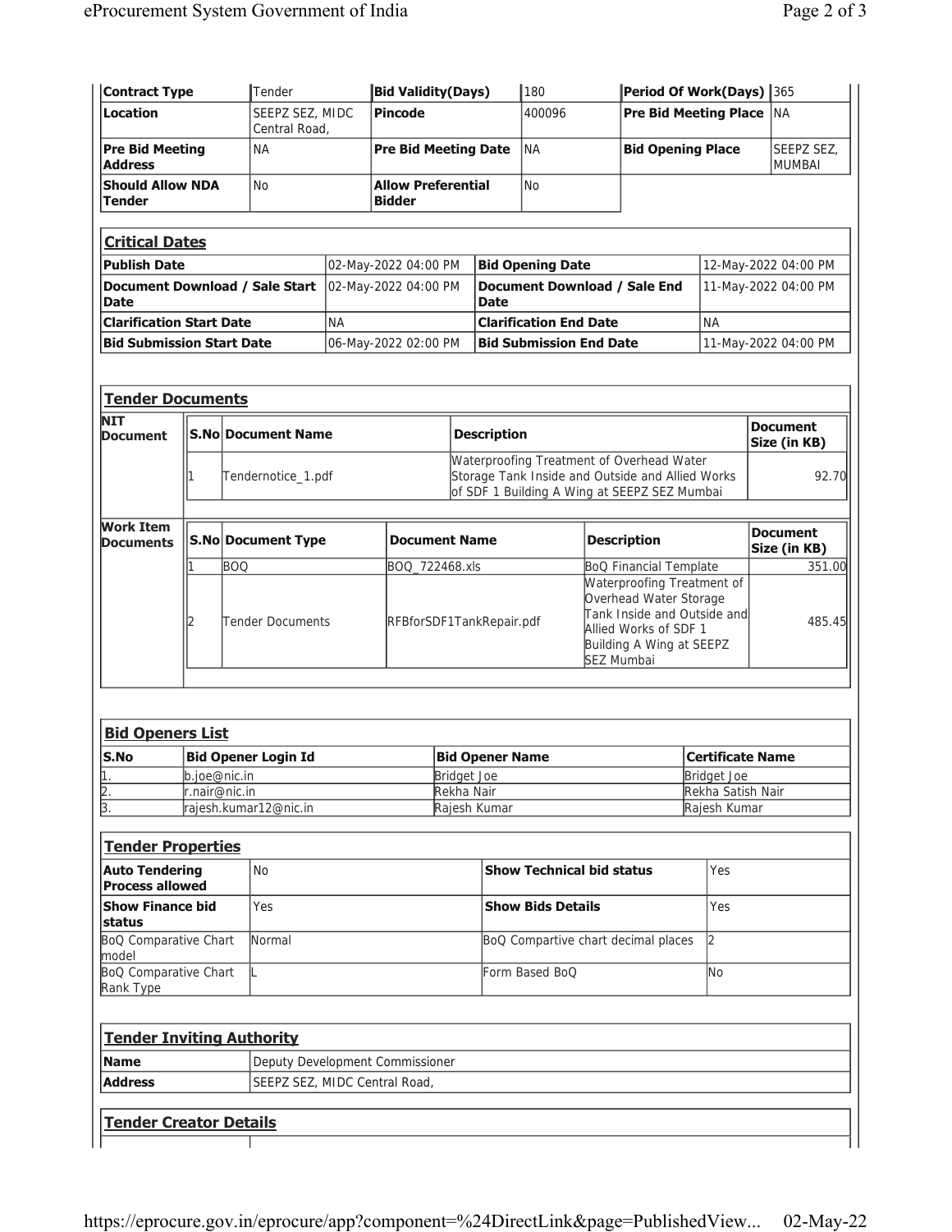| | | | | | |
|---|---|---|---|---|---|
| **Contract Type** | Tender | **Bid Validity(Days)** | 180 | **Period Of Work(Days)** | 365 |
| **Location** | SEEPZ SEZ, MIDC Central Road, | **Pincode** | 400096 | **Pre Bid Meeting Place** | NA |
| **Pre Bid Meeting Address** | NA | **Pre Bid Meeting Date** | NA | **Bid Opening Place** | SEEPZ SEZ, MUMBAI |
| **Should Allow NDA Tender** | No | **Allow Preferential Bidder** | No | | |

## Critical Dates

| | | | |
|---|---|---|---|
| **Publish Date** | 02-May-2022 04:00 PM | **Bid Opening Date** | 12-May-2022 04:00 PM |
| **Document Download / Sale Start Date** | 02-May-2022 04:00 PM | **Document Download / Sale End Date** | 11-May-2022 04:00 PM |
| **Clarification Start Date** | NA | **Clarification End Date** | NA |
| **Bid Submission Start Date** | 06-May-2022 02:00 PM | **Bid Submission End Date** | 11-May-2022 04:00 PM |

## Tender Documents

**NIT Document**

| S.No | Document Name | Description | Document Size (in KB) |
|---|---|---|---|
| 1 | Tendernotice_1.pdf | Waterproofing Treatment of Overhead Water Storage Tank Inside and Outside and Allied Works of SDF 1 Building A Wing at SEEPZ SEZ Mumbai | 92.70 |

**Work Item Documents**

| S.No | Document Type | Document Name | Description | Document Size (in KB) |
|---|---|---|---|---|
| 1 | BOQ | BOQ_722468.xls | BoQ Financial Template | 351.00 |
| 2 | Tender Documents | RFBforSDF1TankRepair.pdf | Waterproofing Treatment of Overhead Water Storage Tank Inside and Outside and Allied Works of SDF 1 Building A Wing at SEEPZ SEZ Mumbai | 485.45 |

## Bid Openers List

| S.No | Bid Opener Login Id | Bid Opener Name | Certificate Name |
|---|---|---|---|
| 1. | b.joe@nic.in | Bridget Joe | Bridget Joe |
| 2. | r.nair@nic.in | Rekha Nair | Rekha Satish Nair |
| 3. | rajesh.kumar12@nic.in | Rajesh Kumar | Rajesh Kumar |

## Tender Properties

| | | | |
|---|---|---|---|
| **Auto Tendering Process allowed** | No | **Show Technical bid status** | Yes |
| **Show Finance bid status** | Yes | **Show Bids Details** | Yes |
| BoQ Comparative Chart model | Normal | BoQ Compartive chart decimal places | 2 |
| BoQ Comparative Chart Rank Type | L | Form Based BoQ | No |

## Tender Inviting Authority

| | |
|---|---|
| **Name** | Deputy Development Commissioner |
| **Address** | SEEPZ SEZ, MIDC Central Road, |

## Tender Creator Details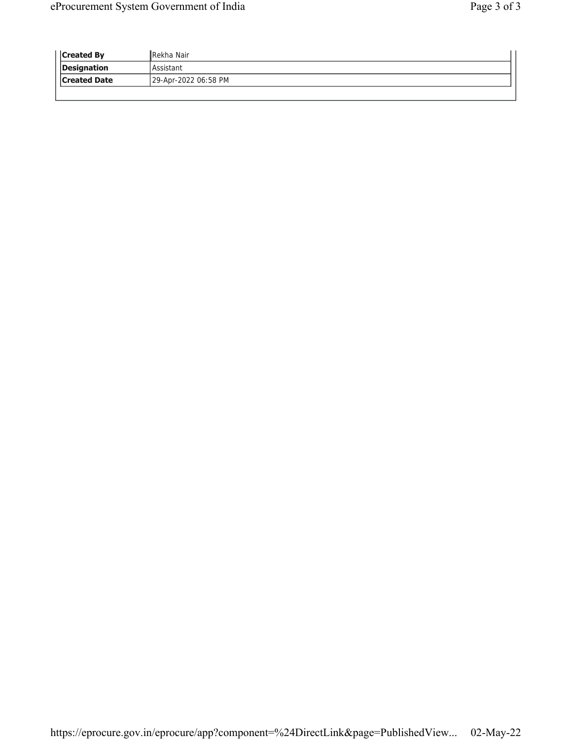| | |
|---|---|
| **Created By** | Rekha Nair |
| **Designation** | Assistant |
| **Created Date** | 29-Apr-2022 06:58 PM |